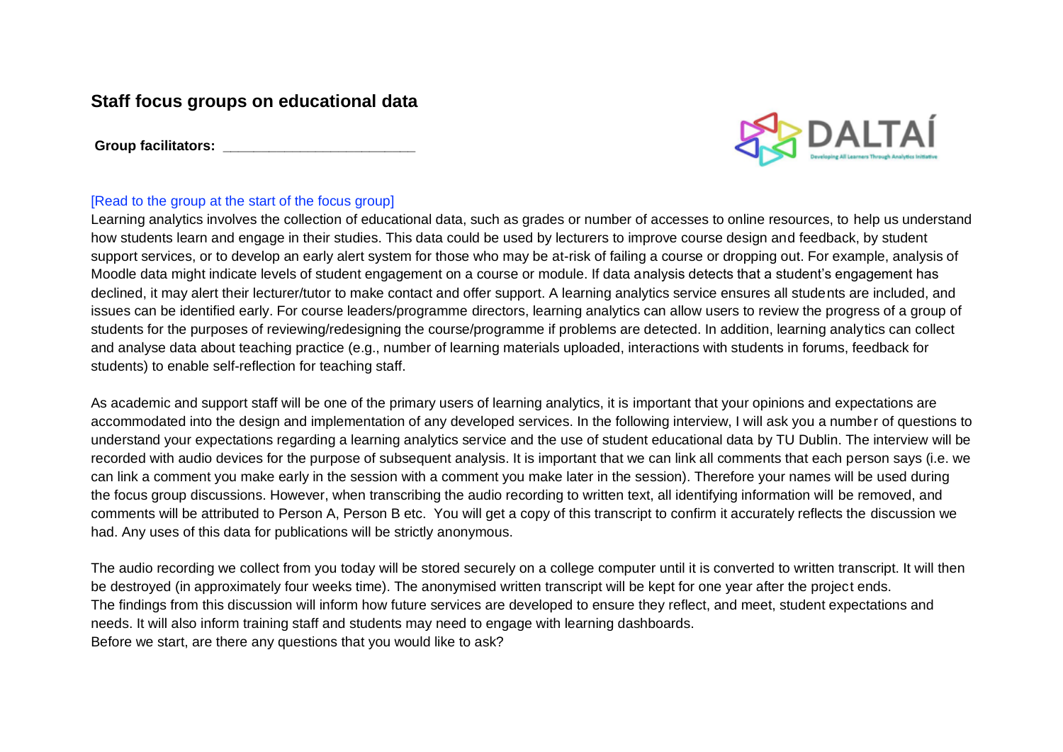## Staff focus groups on educational data

**Group facilitators: ________________________**

[Read to the group at the start of the focus group]

Learning analytics involves the collection of educational data, such as grades or number of accesses to online resources, to help us understand how students learn and engage in their studies. This data could be used by lecturers to improve course design and feedback, by student support services, or to develop an early alert system for those who may be at-risk of failing a course or dropping out. For example, analysis of Moodle data might indicate levels of student engagement on a course or module. If data analysis detects that a student's engagement has declined, it may alert their lecturer/tutor to make contact and offer support. A learning analytics service ensures all students are included, and issues can be identified early. For course leaders/programme directors, learning analytics can allow users to review the progress of a group of students for the purposes of reviewing/redesigning the course/programme if problems are detected. In addition, learning analytics can collect and analyse data about teaching practice (e.g., number of learning materials uploaded, interactions with students in forums, feedback for students) to enable self-reflection for teaching staff.

As academic and support staff will be one of the primary users of learning analytics, it is important that your opinions and expectations are accommodated into the design and implementation of any developed services. In the following interview, I will ask you a number of questions to understand your expectations regarding a learning analytics service and the use of student educational data by TU Dublin. The interview will be recorded with audio devices for the purpose of subsequent analysis. It is important that we can link all comments that each person says (i.e. we can link a comment you make early in the session with a comment you make later in the session). Therefore your names will be used during the focus group discussions. However, when transcribing the audio recording to written text, all identifying information will be removed, and comments will be attributed to Person A, Person B etc. You will get a copy of this transcript to confirm it accurately reflects the discussion we had. Any uses of this data for publications will be strictly anonymous.

The audio recording we collect from you today will be stored securely on a college computer until it is converted to written transcript. It will then be destroyed (in approximately four weeks time). The anonymised written transcript will be kept for one year after the project ends.
The findings from this discussion will inform how future services are developed to ensure they reflect, and meet, student expectations and needs. It will also inform training staff and students may need to engage with learning dashboards.
Before we start, are there any questions that you would like to ask?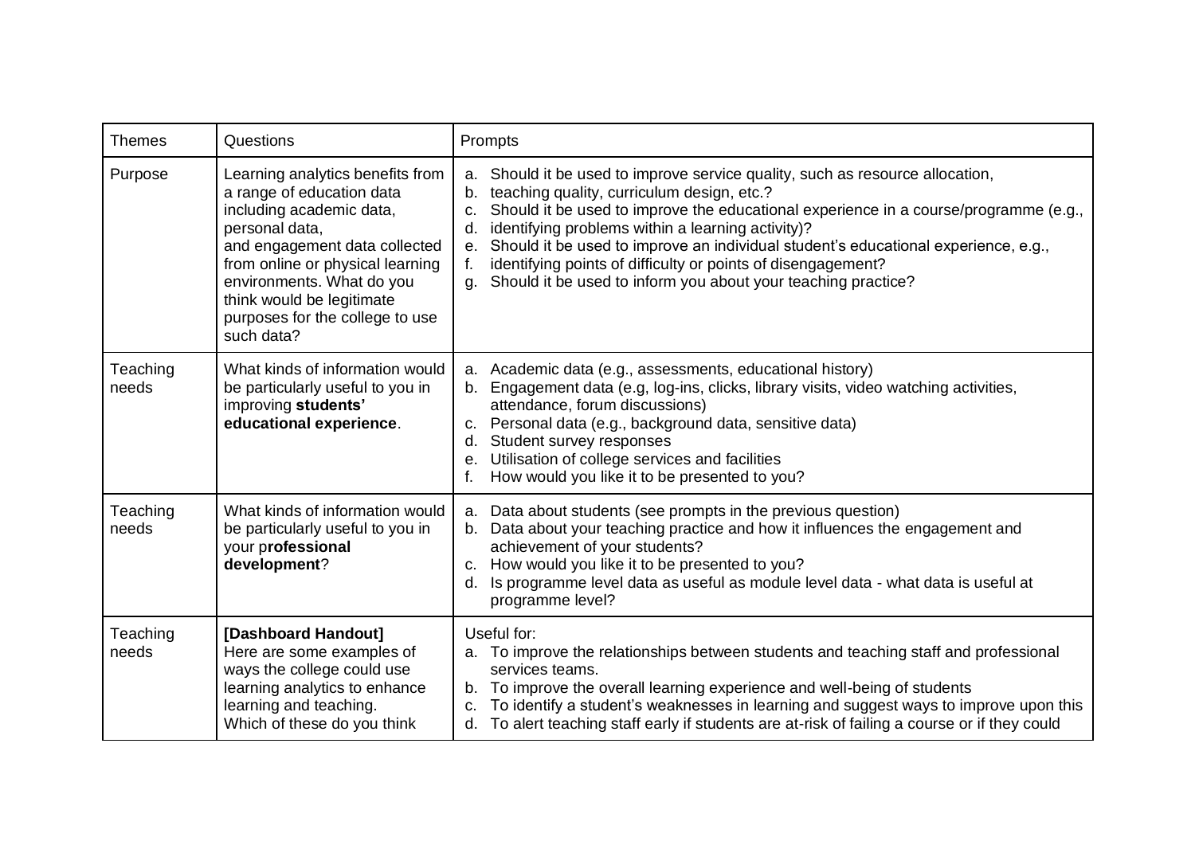| Themes | Questions | Prompts |
|---|---|---|
| Purpose | Learning analytics benefits from a range of education data including academic data, personal data, and engagement data collected from online or physical learning environments. What do you think would be legitimate purposes for the college to use such data? | a. Should it be used to improve service quality, such as resource allocation,<br>b. teaching quality, curriculum design, etc.?<br>c. Should it be used to improve the educational experience in a course/programme (e.g.,<br>d. identifying problems within a learning activity)?<br>e. Should it be used to improve an individual student's educational experience, e.g.,<br>f. identifying points of difficulty or points of disengagement?<br>g. Should it be used to inform you about your teaching practice? |
| Teaching needs | What kinds of information would be particularly useful to you in improving **students' educational experience**. | a. Academic data (e.g., assessments, educational history)<br>b. Engagement data (e.g, log-ins, clicks, library visits, video watching activities, attendance, forum discussions)<br>c. Personal data (e.g., background data, sensitive data)<br>d. Student survey responses<br>e. Utilisation of college services and facilities<br>f. How would you like it to be presented to you? |
| Teaching needs | What kinds of information would be particularly useful to you in your p**rofessional development**? | a. Data about students (see prompts in the previous question)<br>b. Data about your teaching practice and how it influences the engagement and achievement of your students?<br>c. How would you like it to be presented to you?<br>d. Is programme level data as useful as module level data - what data is useful at programme level? |
| Teaching needs | **[Dashboard Handout]**<br>Here are some examples of ways the college could use learning analytics to enhance learning and teaching.<br>Which of these do you think | Useful for:<br>a. To improve the relationships between students and teaching staff and professional services teams.<br>b. To improve the overall learning experience and well-being of students<br>c. To identify a student's weaknesses in learning and suggest ways to improve upon this<br>d. To alert teaching staff early if students are at-risk of failing a course or if they could |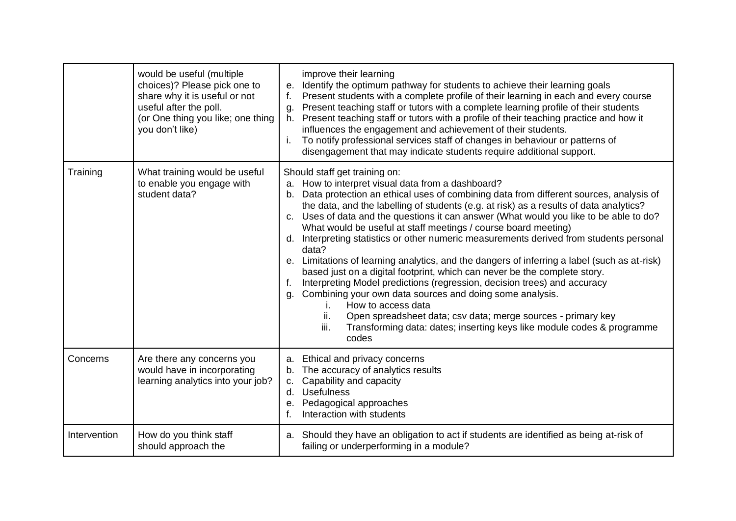| | | |
|---|---|---|
| | would be useful (multiple choices)? Please pick one to share why it is useful or not useful after the poll.<br>(or One thing you like; one thing you don't like) | improve their learning<br>e. Identify the optimum pathway for students to achieve their learning goals<br>f. Present students with a complete profile of their learning in each and every course<br>g. Present teaching staff or tutors with a complete learning profile of their students<br>h. Present teaching staff or tutors with a profile of their teaching practice and how it influences the engagement and achievement of their students.<br>i. To notify professional services staff of changes in behaviour or patterns of disengagement that may indicate students require additional support. |
| Training | What training would be useful to enable you engage with student data? | Should staff get training on:<br>a. How to interpret visual data from a dashboard?<br>b. Data protection an ethical uses of combining data from different sources, analysis of the data, and the labelling of students (e.g. at risk) as a results of data analytics?<br>c. Uses of data and the questions it can answer (What would you like to be able to do? What would be useful at staff meetings / course board meeting)<br>d. Interpreting statistics or other numeric measurements derived from students personal data?<br>e. Limitations of learning analytics, and the dangers of inferring a label (such as at-risk) based just on a digital footprint, which can never be the complete story.<br>f. Interpreting Model predictions (regression, decision trees) and accuracy<br>g. Combining your own data sources and doing some analysis.<br>i. How to access data<br>ii. Open spreadsheet data; csv data; merge sources - primary key<br>iii. Transforming data: dates; inserting keys like module codes & programme codes |
| Concerns | Are there any concerns you would have in incorporating learning analytics into your job? | a. Ethical and privacy concerns<br>b. The accuracy of analytics results<br>c. Capability and capacity<br>d. Usefulness<br>e. Pedagogical approaches<br>f. Interaction with students |
| Intervention | How do you think staff should approach the | a. Should they have an obligation to act if students are identified as being at-risk of failing or underperforming in a module? |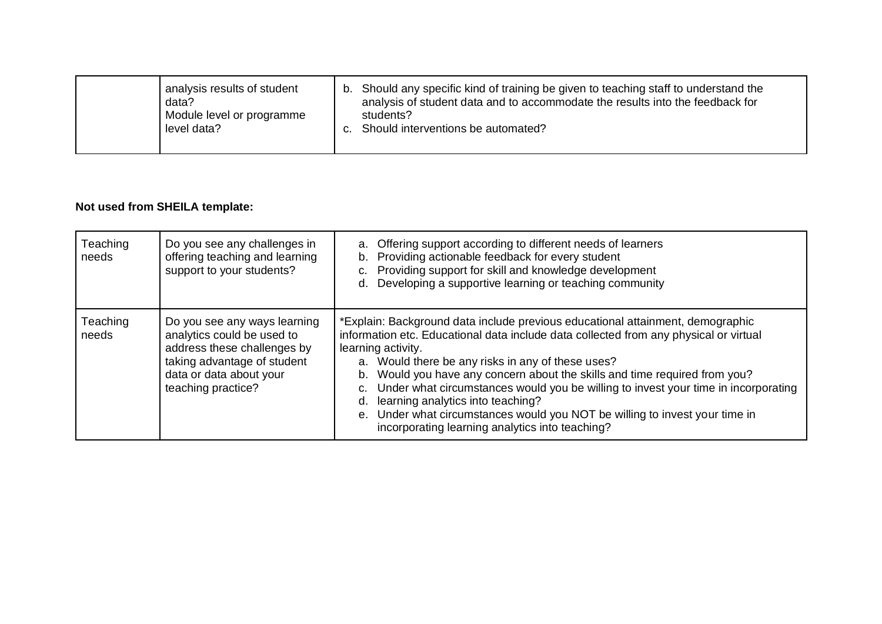| | | |
|---|---|---|
| | analysis results of student data?<br>Module level or programme level data? | b. Should any specific kind of training be given to teaching staff to understand the analysis of student data and to accommodate the results into the feedback for students?<br>c. Should interventions be automated? |

**Not used from SHEILA template:**

| | | |
|---|---|---|
| Teaching needs | Do you see any challenges in offering teaching and learning support to your students? | a. Offering support according to different needs of learners<br>b. Providing actionable feedback for every student<br>c. Providing support for skill and knowledge development<br>d. Developing a supportive learning or teaching community |
| Teaching needs | Do you see any ways learning analytics could be used to address these challenges by taking advantage of student data or data about your teaching practice? | *Explain: Background data include previous educational attainment, demographic information etc. Educational data include data collected from any physical or virtual learning activity.<br>a. Would there be any risks in any of these uses?<br>b. Would you have any concern about the skills and time required from you?<br>c. Under what circumstances would you be willing to invest your time in incorporating<br>d. learning analytics into teaching?<br>e. Under what circumstances would you NOT be willing to invest your time in incorporating learning analytics into teaching? |